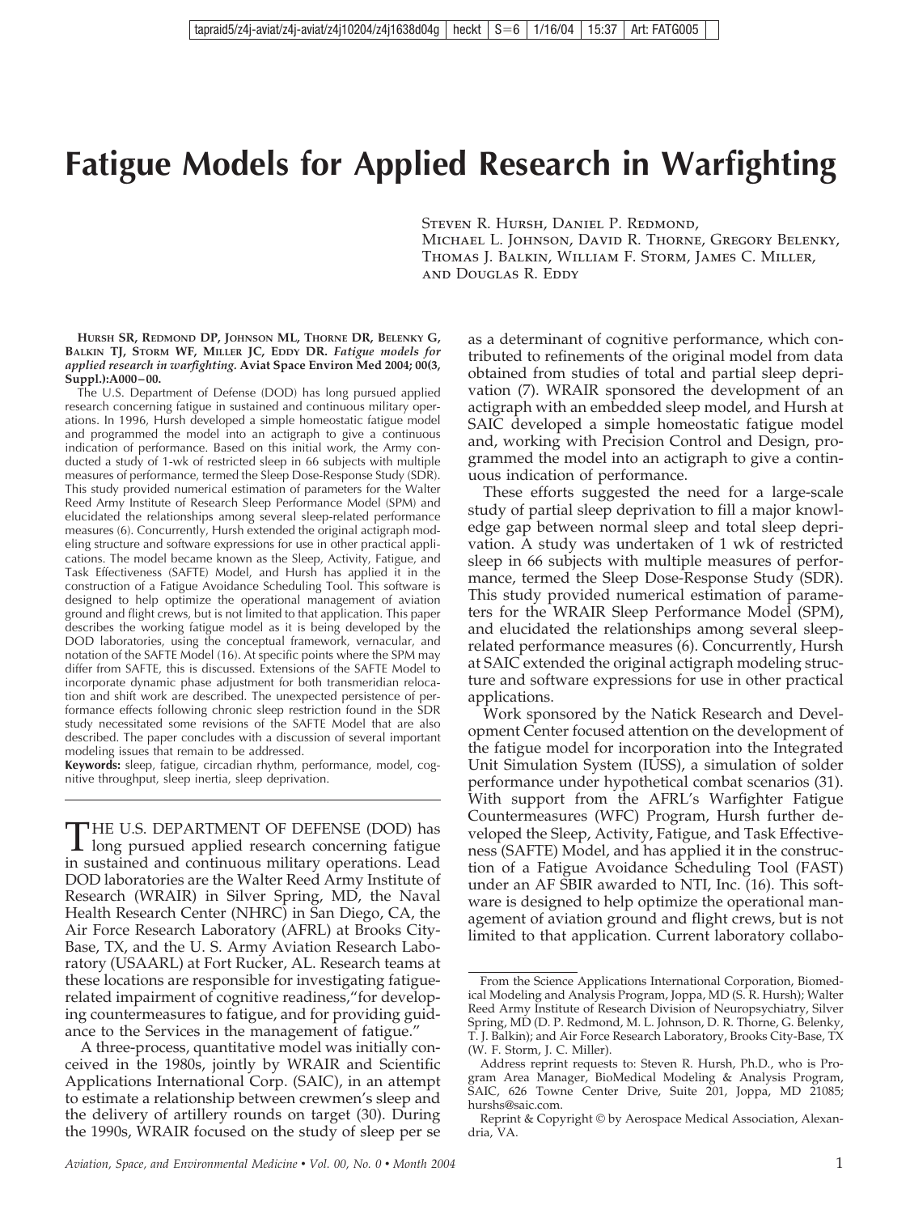# Fatigue Models for Applied Research in Warfighting

Steven R. Hursh, Daniel P. Redmond, Michael L. Johnson, David R. Thorne, Gregory Belenky, Thomas J. Balkin, William F. Storm, James C. Miller, and Douglas R. Eddy

**Hursh SR, Redmond DP, Johnson ML, Thorne DR, Belenky G, Balkin TJ, Storm WF, Miller JC, Eddy DR.** *Fatigue models for applied research in warfighting.* Aviat Space Environ Med 2004; 00(3, Suppl.):A000–00.

The U.S. Department of Defense (DOD) has long pursued applied research concerning fatigue in sustained and continuous military operations. In 1996, Hursh developed a simple homeostatic fatigue model and programmed the model into an actigraph to give a continuous indication of performance. Based on this initial work, the Army conducted a study of 1-wk of restricted sleep in 66 subjects with multiple measures of performance, termed the Sleep Dose-Response Study (SDR). This study provided numerical estimation of parameters for the Walter Reed Army Institute of Research Sleep Performance Model (SPM) and elucidated the relationships among several sleep-related performance measures (6). Concurrently, Hursh extended the original actigraph modeling structure and software expressions for use in other practical applications. The model became known as the Sleep, Activity, Fatigue, and Task Effectiveness (SAFTE) Model, and Hursh has applied it in the construction of a Fatigue Avoidance Scheduling Tool. This software is designed to help optimize the operational management of aviation ground and flight crews, but is not limited to that application. This paper describes the working fatigue model as it is being developed by the DOD laboratories, using the conceptual framework, vernacular, and notation of the SAFTE Model (16). At specific points where the SPM may differ from SAFTE, this is discussed. Extensions of the SAFTE Model to incorporate dynamic phase adjustment for both transmeridian relocation and shift work are described. The unexpected persistence of performance effects following chronic sleep restriction found in the SDR study necessitated some revisions of the SAFTE Model that are also described. The paper concludes with a discussion of several important modeling issues that remain to be addressed.

**Keywords:** sleep, fatigue, circadian rhythm, performance, model, cognitive throughput, sleep inertia, sleep deprivation.

THE U.S. DEPARTMENT OF DEFENSE (DOD) has long pursued applied research concerning fatigue in sustained and continuous military operations. Lead DOD laboratories are the Walter Reed Army Institute of Research (WRAIR) in Silver Spring, MD, the Naval Health Research Center (NHRC) in San Diego, CA, the Air Force Research Laboratory (AFRL) at Brooks City-Base, TX, and the U. S. Army Aviation Research Laboratory (USAARL) at Fort Rucker, AL. Research teams at these locations are responsible for investigating fatigue-related impairment of cognitive readiness,"for developing countermeasures to fatigue, and for providing guidance to the Services in the management of fatigue."

A three-process, quantitative model was initially conceived in the 1980s, jointly by WRAIR and Scientific Applications International Corp. (SAIC), in an attempt to estimate a relationship between crewmen's sleep and the delivery of artillery rounds on target (30). During the 1990s, WRAIR focused on the study of sleep per se as a determinant of cognitive performance, which contributed to refinements of the original model from data obtained from studies of total and partial sleep deprivation (7). WRAIR sponsored the development of an actigraph with an embedded sleep model, and Hursh at SAIC developed a simple homeostatic fatigue model and, working with Precision Control and Design, programmed the model into an actigraph to give a continuous indication of performance.

These efforts suggested the need for a large-scale study of partial sleep deprivation to fill a major knowledge gap between normal sleep and total sleep deprivation. A study was undertaken of 1 wk of restricted sleep in 66 subjects with multiple measures of performance, termed the Sleep Dose-Response Study (SDR). This study provided numerical estimation of parameters for the WRAIR Sleep Performance Model (SPM), and elucidated the relationships among several sleep-related performance measures (6). Concurrently, Hursh at SAIC extended the original actigraph modeling structure and software expressions for use in other practical applications.

Work sponsored by the Natick Research and Development Center focused attention on the development of the fatigue model for incorporation into the Integrated Unit Simulation System (IUSS), a simulation of solder performance under hypothetical combat scenarios (31). With support from the AFRL's Warfighter Fatigue Countermeasures (WFC) Program, Hursh further developed the Sleep, Activity, Fatigue, and Task Effectiveness (SAFTE) Model, and has applied it in the construction of a Fatigue Avoidance Scheduling Tool (FAST) under an AF SBIR awarded to NTI, Inc. (16). This software is designed to help optimize the operational management of aviation ground and flight crews, but is not limited to that application. Current laboratory collabo-

From the Science Applications International Corporation, Biomedical Modeling and Analysis Program, Joppa, MD (S. R. Hursh); Walter Reed Army Institute of Research Division of Neuropsychiatry, Silver Spring, MD (D. P. Redmond, M. L. Johnson, D. R. Thorne, G. Belenky, T. J. Balkin); and Air Force Research Laboratory, Brooks City-Base, TX (W. F. Storm, J. C. Miller).

Address reprint requests to: Steven R. Hursh, Ph.D., who is Program Area Manager, BioMedical Modeling & Analysis Program, SAIC, 626 Towne Center Drive, Suite 201, Joppa, MD 21085; hurshs@saic.com.

Reprint & Copyright © by Aerospace Medical Association, Alexandria, VA.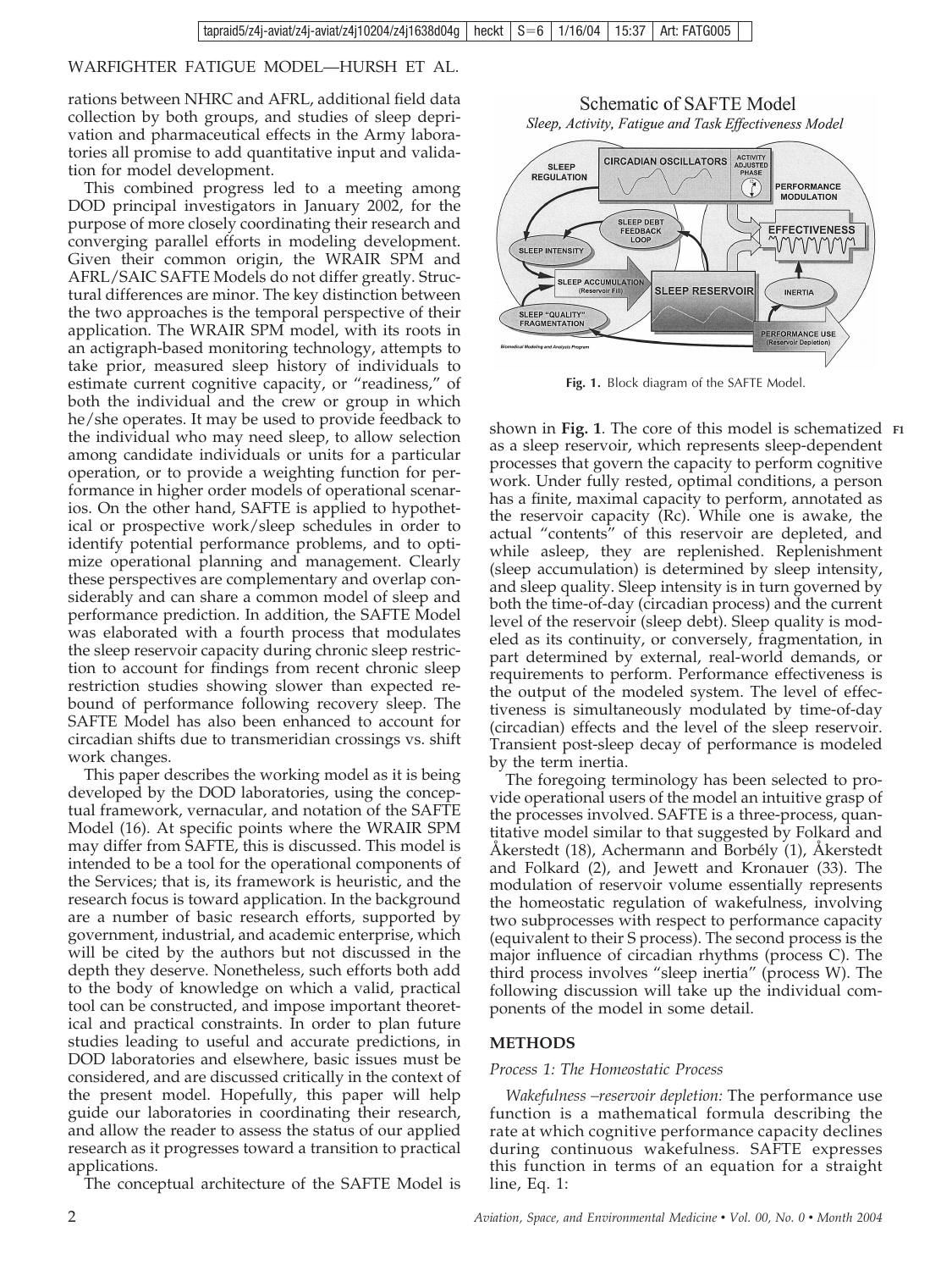rations between NHRC and AFRL, additional field data collection by both groups, and studies of sleep deprivation and pharmaceutical effects in the Army laboratories all promise to add quantitative input and validation for model development.

This combined progress led to a meeting among DOD principal investigators in January 2002, for the purpose of more closely coordinating their research and converging parallel efforts in modeling development. Given their common origin, the WRAIR SPM and AFRL/SAIC SAFTE Models do not differ greatly. Structural differences are minor. The key distinction between the two approaches is the temporal perspective of their application. The WRAIR SPM model, with its roots in an actigraph-based monitoring technology, attempts to take prior, measured sleep history of individuals to estimate current cognitive capacity, or "readiness," of both the individual and the crew or group in which he/she operates. It may be used to provide feedback to the individual who may need sleep, to allow selection among candidate individuals or units for a particular operation, or to provide a weighting function for performance in higher order models of operational scenarios. On the other hand, SAFTE is applied to hypothetical or prospective work/sleep schedules in order to identify potential performance problems, and to optimize operational planning and management. Clearly these perspectives are complementary and overlap considerably and can share a common model of sleep and performance prediction. In addition, the SAFTE Model was elaborated with a fourth process that modulates the sleep reservoir capacity during chronic sleep restriction to account for findings from recent chronic sleep restriction studies showing slower than expected rebound of performance following recovery sleep. The SAFTE Model has also been enhanced to account for circadian shifts due to transmeridian crossings vs. shift work changes.

This paper describes the working model as it is being developed by the DOD laboratories, using the conceptual framework, vernacular, and notation of the SAFTE Model (16). At specific points where the WRAIR SPM may differ from SAFTE, this is discussed. This model is intended to be a tool for the operational components of the Services; that is, its framework is heuristic, and the research focus is toward application. In the background are a number of basic research efforts, supported by government, industrial, and academic enterprise, which will be cited by the authors but not discussed in the depth they deserve. Nonetheless, such efforts both add to the body of knowledge on which a valid, practical tool can be constructed, and impose important theoretical and practical constraints. In order to plan future studies leading to useful and accurate predictions, in DOD laboratories and elsewhere, basic issues must be considered, and are discussed critically in the context of the present model. Hopefully, this paper will help guide our laboratories in coordinating their research, and allow the reader to assess the status of our applied research as it progresses toward a transition to practical applications.

The conceptual architecture of the SAFTE Model is shown in **Fig. 1**. The core of this model is schematized as a sleep reservoir, which represents sleep-dependent processes that govern the capacity to perform cognitive work. Under fully rested, optimal conditions, a person has a finite, maximal capacity to perform, annotated as the reservoir capacity (Rc). While one is awake, the actual "contents" of this reservoir are depleted, and while asleep, they are replenished. Replenishment (sleep accumulation) is determined by sleep intensity, and sleep quality. Sleep intensity is in turn governed by both the time-of-day (circadian process) and the current level of the reservoir (sleep debt). Sleep quality is modeled as its continuity, or conversely, fragmentation, in part determined by external, real-world demands, or requirements to perform. Performance effectiveness is the output of the modeled system. The level of effectiveness is simultaneously modulated by time-of-day (circadian) effects and the level of the sleep reservoir. Transient post-sleep decay of performance is modeled by the term inertia.

Schematic of SAFTE Model

*Sleep, Activity, Fatigue and Task Effectiveness Model*

**Fig. 1.** Block diagram of the SAFTE Model.

The foregoing terminology has been selected to provide operational users of the model an intuitive grasp of the processes involved. SAFTE is a three-process, quantitative model similar to that suggested by Folkard and Åkerstedt (18), Achermann and Borbély (1), Åkerstedt and Folkard (2), and Jewett and Kronauer (33). The modulation of reservoir volume essentially represents the homeostatic regulation of wakefulness, involving two subprocesses with respect to performance capacity (equivalent to their S process). The second process is the major influence of circadian rhythms (process C). The third process involves "sleep inertia" (process W). The following discussion will take up the individual components of the model in some detail.

## METHODS

### *Process 1: The Homeostatic Process*

*Wakefulness –reservoir depletion:* The performance use function is a mathematical formula describing the rate at which cognitive performance capacity declines during continuous wakefulness. SAFTE expresses this function in terms of an equation for a straight line, Eq. 1: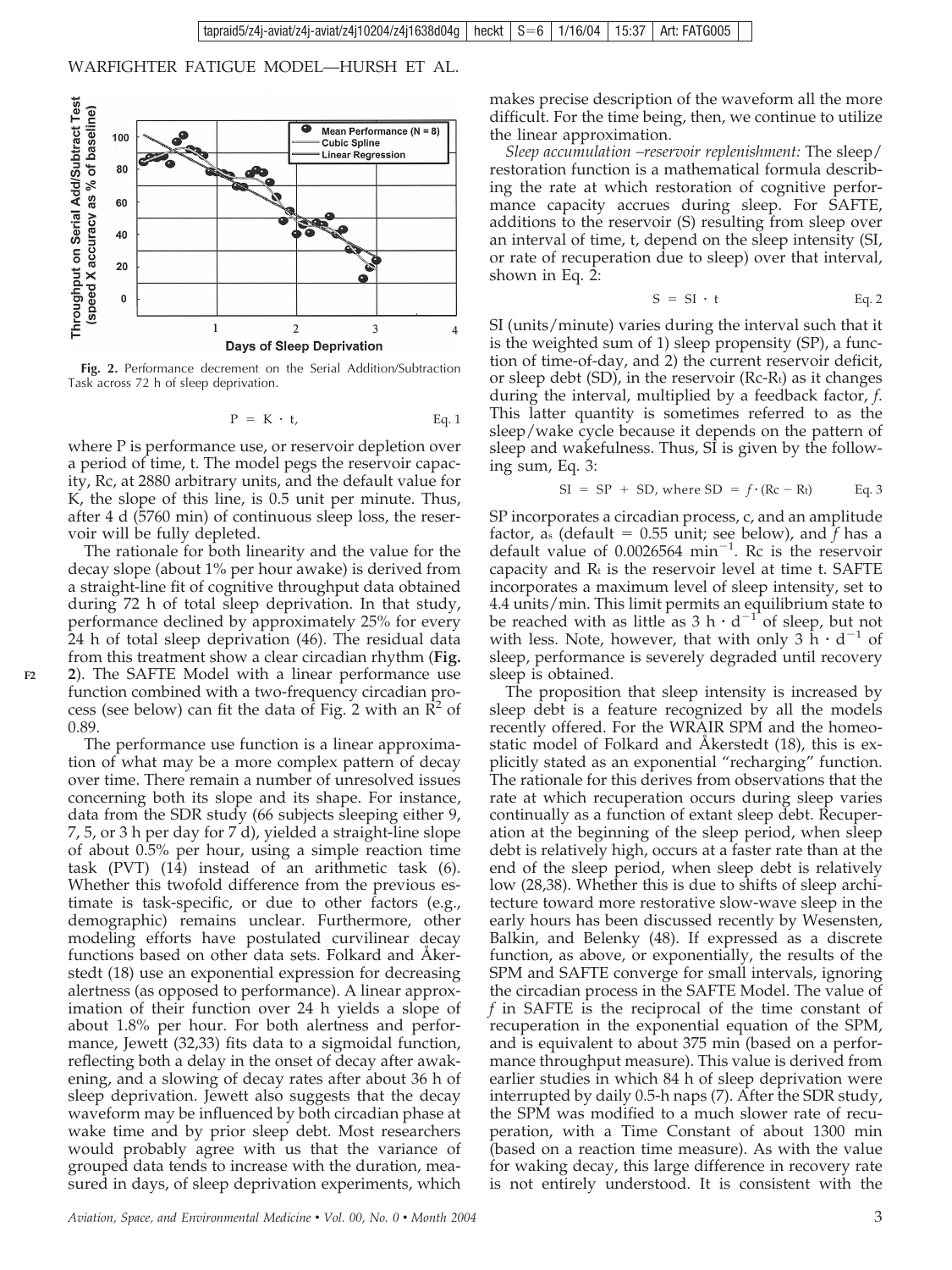Fig. 2. Performance decrement on the Serial Addition/Subtraction Task across 72 h of sleep deprivation.

$$P = K \cdot t, \qquad \text{Eq. 1}$$

where P is performance use, or reservoir depletion over a period of time, t. The model pegs the reservoir capacity, Rc, at 2880 arbitrary units, and the default value for K, the slope of this line, is 0.5 unit per minute. Thus, after 4 d (5760 min) of continuous sleep loss, the reservoir will be fully depleted.

The rationale for both linearity and the value for the decay slope (about 1% per hour awake) is derived from a straight-line fit of cognitive throughput data obtained during 72 h of total sleep deprivation. In that study, performance declined by approximately 25% for every 24 h of total sleep deprivation (46). The residual data from this treatment show a clear circadian rhythm (**Fig. 2**). The SAFTE Model with a linear performance use function combined with a two-frequency circadian process (see below) can fit the data of Fig. 2 with an $R^2$ of 0.89.

The performance use function is a linear approximation of what may be a more complex pattern of decay over time. There remain a number of unresolved issues concerning both its slope and its shape. For instance, data from the SDR study (66 subjects sleeping either 9, 7, 5, or 3 h per day for 7 d), yielded a straight-line slope of about 0.5% per hour, using a simple reaction time task (PVT) (14) instead of an arithmetic task (6). Whether this twofold difference from the previous estimate is task-specific, or due to other factors (e.g., demographic) remains unclear. Furthermore, other modeling efforts have postulated curvilinear decay functions based on other data sets. Folkard and Åkerstedt (18) use an exponential expression for decreasing alertness (as opposed to performance). A linear approximation of their function over 24 h yields a slope of about 1.8% per hour. For both alertness and performance, Jewett (32,33) fits data to a sigmoidal function, reflecting both a delay in the onset of decay after awakening, and a slowing of decay rates after about 36 h of sleep deprivation. Jewett also suggests that the decay waveform may be influenced by both circadian phase at wake time and by prior sleep debt. Most researchers would probably agree with us that the variance of grouped data tends to increase with the duration, measured in days, of sleep deprivation experiments, which makes precise description of the waveform all the more difficult. For the time being, then, we continue to utilize the linear approximation.

*Sleep accumulation –reservoir replenishment:* The sleep/restoration function is a mathematical formula describing the rate at which restoration of cognitive performance capacity accrues during sleep. For SAFTE, additions to the reservoir (S) resulting from sleep over an interval of time, t, depend on the sleep intensity (SI, or rate of recuperation due to sleep) over that interval, shown in Eq. 2:

$$S = SI \cdot t \qquad \text{Eq. 2}$$

SI (units/minute) varies during the interval such that it is the weighted sum of 1) sleep propensity (SP), a function of time-of-day, and 2) the current reservoir deficit, or sleep debt (SD), in the reservoir ($Rc-R_t$) as it changes during the interval, multiplied by a feedback factor, $f$. This latter quantity is sometimes referred to as the sleep/wake cycle because it depends on the pattern of sleep and wakefulness. Thus, SI is given by the following sum, Eq. 3:

$$SI = SP + SD, \text{ where } SD = f \cdot (Rc - R_t) \qquad \text{Eq. 3}$$

SP incorporates a circadian process, c, and an amplitude factor, $a_s$ (default = 0.55 unit; see below), and $f$ has a default value of 0.0026564 $\text{min}^{-1}$. Rc is the reservoir capacity and $R_t$ is the reservoir level at time t. SAFTE incorporates a maximum level of sleep intensity, set to 4.4 units/min. This limit permits an equilibrium state to be reached with as little as 3 $h \cdot d^{-1}$ of sleep, but not with less. Note, however, that with only 3 $h \cdot d^{-1}$ of sleep, performance is severely degraded until recovery sleep is obtained.

The proposition that sleep intensity is increased by sleep debt is a feature recognized by all the models recently offered. For the WRAIR SPM and the homeostatic model of Folkard and Åkerstedt (18), this is explicitly stated as an exponential "recharging" function. The rationale for this derives from observations that the rate at which recuperation occurs during sleep varies continually as a function of extant sleep debt. Recuperation at the beginning of the sleep period, when sleep debt is relatively high, occurs at a faster rate than at the end of the sleep period, when sleep debt is relatively low (28,38). Whether this is due to shifts of sleep architecture toward more restorative slow-wave sleep in the early hours has been discussed recently by Wesensten, Balkin, and Belenky (48). If expressed as a discrete function, as above, or exponentially, the results of the SPM and SAFTE converge for small intervals, ignoring the circadian process in the SAFTE Model. The value of $f$ in SAFTE is the reciprocal of the time constant of recuperation in the exponential equation of the SPM, and is equivalent to about 375 min (based on a performance throughput measure). This value is derived from earlier studies in which 84 h of sleep deprivation were interrupted by daily 0.5-h naps (7). After the SDR study, the SPM was modified to a much slower rate of recuperation, with a Time Constant of about 1300 min (based on a reaction time measure). As with the value for waking decay, this large difference in recovery rate is not entirely understood. It is consistent with the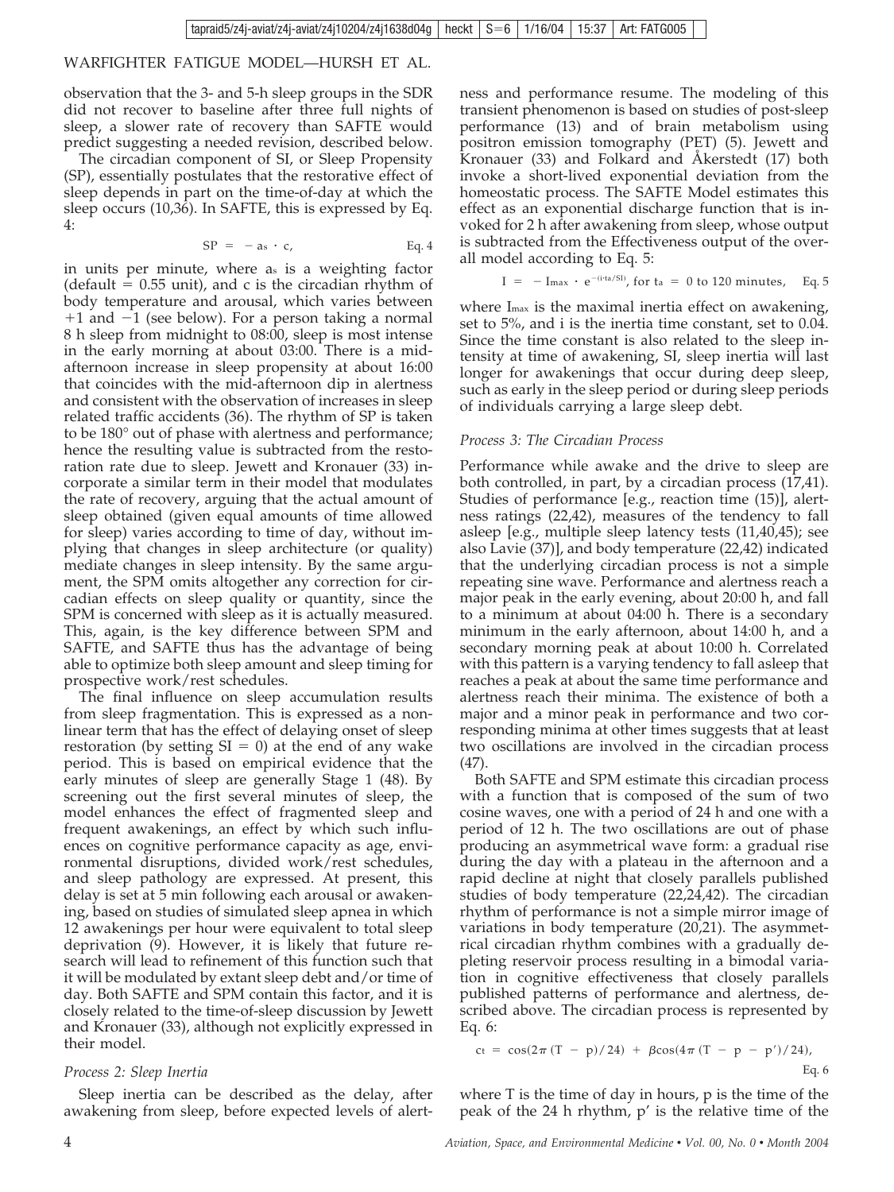observation that the 3- and 5-h sleep groups in the SDR did not recover to baseline after three full nights of sleep, a slower rate of recovery than SAFTE would predict suggesting a needed revision, described below.

The circadian component of SI, or Sleep Propensity (SP), essentially postulates that the restorative effect of sleep depends in part on the time-of-day at which the sleep occurs (10,36). In SAFTE, this is expressed by Eq. 4:

$$SP = -a_s \cdot c, \qquad \text{Eq. 4}$$

in units per minute, where $a_s$ is a weighting factor (default = 0.55 unit), and c is the circadian rhythm of body temperature and arousal, which varies between +1 and −1 (see below). For a person taking a normal 8 h sleep from midnight to 08:00, sleep is most intense in the early morning at about 03:00. There is a mid-afternoon increase in sleep propensity at about 16:00 that coincides with the mid-afternoon dip in alertness and consistent with the observation of increases in sleep related traffic accidents (36). The rhythm of SP is taken to be 180° out of phase with alertness and performance; hence the resulting value is subtracted from the restoration rate due to sleep. Jewett and Kronauer (33) incorporate a similar term in their model that modulates the rate of recovery, arguing that the actual amount of sleep obtained (given equal amounts of time allowed for sleep) varies according to time of day, without implying that changes in sleep architecture (or quality) mediate changes in sleep intensity. By the same argument, the SPM omits altogether any correction for circadian effects on sleep quality or quantity, since the SPM is concerned with sleep as it is actually measured. This, again, is the key difference between SPM and SAFTE, and SAFTE thus has the advantage of being able to optimize both sleep amount and sleep timing for prospective work/rest schedules.

The final influence on sleep accumulation results from sleep fragmentation. This is expressed as a nonlinear term that has the effect of delaying onset of sleep restoration (by setting SI = 0) at the end of any wake period. This is based on empirical evidence that the early minutes of sleep are generally Stage 1 (48). By screening out the first several minutes of sleep, the model enhances the effect of fragmented sleep and frequent awakenings, an effect by which such influences on cognitive performance capacity as age, environmental disruptions, divided work/rest schedules, and sleep pathology are expressed. At present, this delay is set at 5 min following each arousal or awakening, based on studies of simulated sleep apnea in which 12 awakenings per hour were equivalent to total sleep deprivation (9). However, it is likely that future research will lead to refinement of this function such that it will be modulated by extant sleep debt and/or time of day. Both SAFTE and SPM contain this factor, and it is closely related to the time-of-sleep discussion by Jewett and Kronauer (33), although not explicitly expressed in their model.

### *Process 2: Sleep Inertia*

Sleep inertia can be described as the delay, after awakening from sleep, before expected levels of alertness and performance resume. The modeling of this transient phenomenon is based on studies of post-sleep performance (13) and of brain metabolism using positron emission tomography (PET) (5). Jewett and Kronauer (33) and Folkard and Åkerstedt (17) both invoke a short-lived exponential deviation from the homeostatic process. The SAFTE Model estimates this effect as an exponential discharge function that is invoked for 2 h after awakening from sleep, whose output is subtracted from the Effectiveness output of the overall model according to Eq. 5:

$$I = -I_{max} \cdot e^{-(i \cdot t_a / SI)}, \text{ for } t_a = 0 \text{ to } 120 \text{ minutes}, \qquad \text{Eq. 5}$$

where $I_{max}$ is the maximal inertia effect on awakening, set to 5%, and i is the inertia time constant, set to 0.04. Since the time constant is also related to the sleep intensity at time of awakening, SI, sleep inertia will last longer for awakenings that occur during deep sleep, such as early in the sleep period or during sleep periods of individuals carrying a large sleep debt.

### *Process 3: The Circadian Process*

Performance while awake and the drive to sleep are both controlled, in part, by a circadian process (17,41). Studies of performance [e.g., reaction time (15)], alertness ratings (22,42), measures of the tendency to fall asleep [e.g., multiple sleep latency tests (11,40,45); see also Lavie (37)], and body temperature (22,42) indicated that the underlying circadian process is not a simple repeating sine wave. Performance and alertness reach a major peak in the early evening, about 20:00 h, and fall to a minimum at about 04:00 h. There is a secondary minimum in the early afternoon, about 14:00 h, and a secondary morning peak at about 10:00 h. Correlated with this pattern is a varying tendency to fall asleep that reaches a peak at about the same time performance and alertness reach their minima. The existence of both a major and a minor peak in performance and two corresponding minima at other times suggests that at least two oscillations are involved in the circadian process (47).

Both SAFTE and SPM estimate this circadian process with a function that is composed of the sum of two cosine waves, one with a period of 24 h and one with a period of 12 h. The two oscillations are out of phase producing an asymmetrical wave form: a gradual rise during the day with a plateau in the afternoon and a rapid decline at night that closely parallels published studies of body temperature (22,24,42). The circadian rhythm of performance is not a simple mirror image of variations in body temperature (20,21). The asymmetrical circadian rhythm combines with a gradually depleting reservoir process resulting in a bimodal variation in cognitive effectiveness that closely parallels published patterns of performance and alertness, described above. The circadian process is represented by Eq. 6:

$$c_t = \cos(2\pi (T - p)/24) + \beta \cos(4\pi (T - p - p')/24), \qquad \text{Eq. 6}$$

where T is the time of day in hours, p is the time of the peak of the 24 h rhythm, p′ is the relative time of the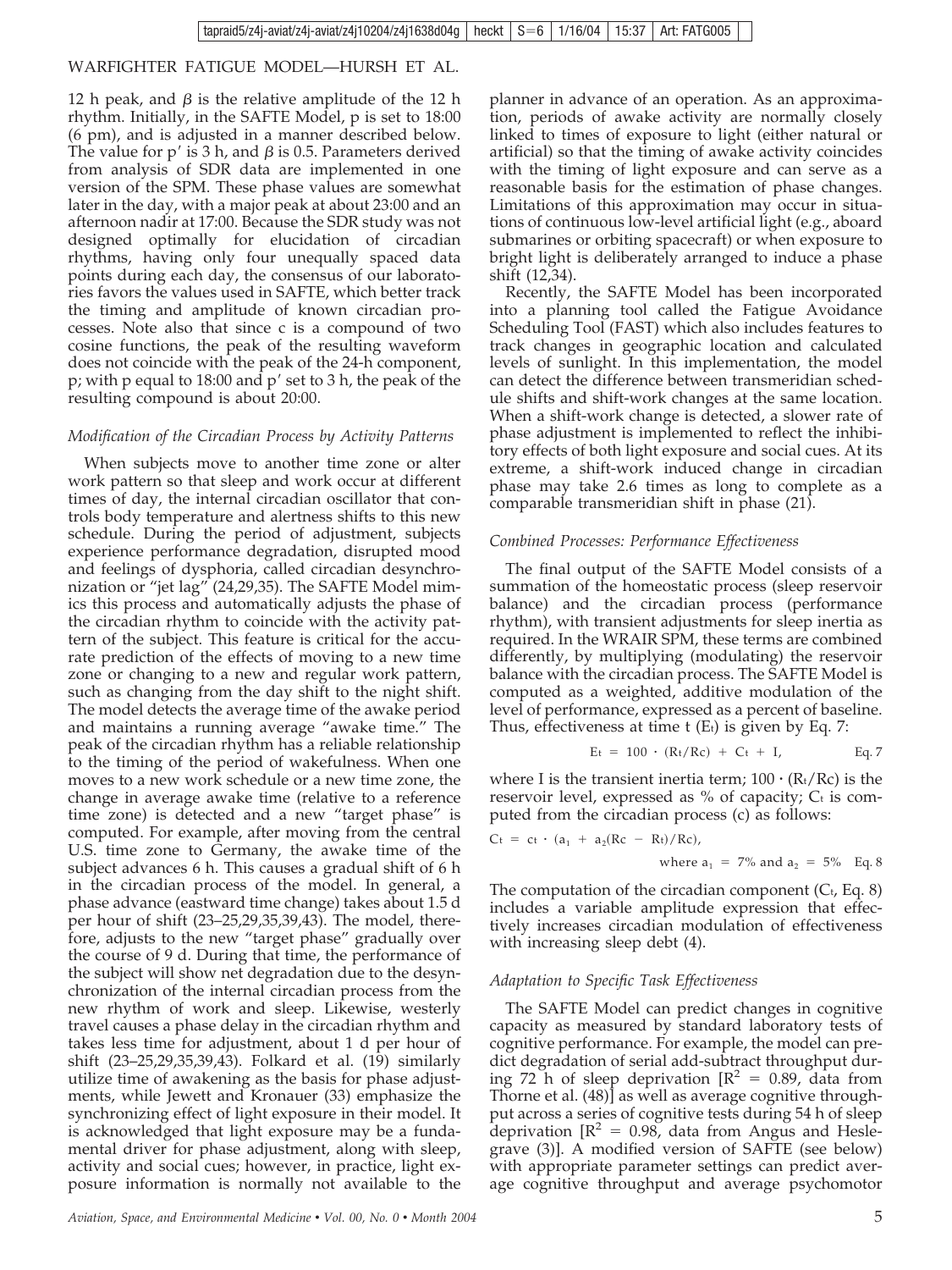12 h peak, and $\beta$ is the relative amplitude of the 12 h rhythm. Initially, in the SAFTE Model, p is set to 18:00 (6 pm), and is adjusted in a manner described below. The value for $p'$ is 3 h, and $\beta$ is 0.5. Parameters derived from analysis of SDR data are implemented in one version of the SPM. These phase values are somewhat later in the day, with a major peak at about 23:00 and an afternoon nadir at 17:00. Because the SDR study was not designed optimally for elucidation of circadian rhythms, having only four unequally spaced data points during each day, the consensus of our laboratories favors the values used in SAFTE, which better track the timing and amplitude of known circadian processes. Note also that since c is a compound of two cosine functions, the peak of the resulting waveform does not coincide with the peak of the 24-h component, p; with p equal to 18:00 and $p'$ set to 3 h, the peak of the resulting compound is about 20:00.

### *Modification of the Circadian Process by Activity Patterns*

When subjects move to another time zone or alter work pattern so that sleep and work occur at different times of day, the internal circadian oscillator that controls body temperature and alertness shifts to this new schedule. During the period of adjustment, subjects experience performance degradation, disrupted mood and feelings of dysphoria, called circadian desynchronization or "jet lag" (24,29,35). The SAFTE Model mimics this process and automatically adjusts the phase of the circadian rhythm to coincide with the activity pattern of the subject. This feature is critical for the accurate prediction of the effects of moving to a new time zone or changing to a new and regular work pattern, such as changing from the day shift to the night shift. The model detects the average time of the awake period and maintains a running average "awake time." The peak of the circadian rhythm has a reliable relationship to the timing of the period of wakefulness. When one moves to a new work schedule or a new time zone, the change in average awake time (relative to a reference time zone) is detected and a new "target phase" is computed. For example, after moving from the central U.S. time zone to Germany, the awake time of the subject advances 6 h. This causes a gradual shift of 6 h in the circadian process of the model. In general, a phase advance (eastward time change) takes about 1.5 d per hour of shift (23–25,29,35,39,43). The model, therefore, adjusts to the new "target phase" gradually over the course of 9 d. During that time, the performance of the subject will show net degradation due to the desynchronization of the internal circadian process from the new rhythm of work and sleep. Likewise, westerly travel causes a phase delay in the circadian rhythm and takes less time for adjustment, about 1 d per hour of shift (23–25,29,35,39,43). Folkard et al. (19) similarly utilize time of awakening as the basis for phase adjustments, while Jewett and Kronauer (33) emphasize the synchronizing effect of light exposure in their model. It is acknowledged that light exposure may be a fundamental driver for phase adjustment, along with sleep, activity and social cues; however, in practice, light exposure information is normally not available to the planner in advance of an operation. As an approximation, periods of awake activity are normally closely linked to times of exposure to light (either natural or artificial) so that the timing of awake activity coincides with the timing of light exposure and can serve as a reasonable basis for the estimation of phase changes. Limitations of this approximation may occur in situations of continuous low-level artificial light (e.g., aboard submarines or orbiting spacecraft) or when exposure to bright light is deliberately arranged to induce a phase shift (12,34).

Recently, the SAFTE Model has been incorporated into a planning tool called the Fatigue Avoidance Scheduling Tool (FAST) which also includes features to track changes in geographic location and calculated levels of sunlight. In this implementation, the model can detect the difference between transmeridian schedule shifts and shift-work changes at the same location. When a shift-work change is detected, a slower rate of phase adjustment is implemented to reflect the inhibitory effects of both light exposure and social cues. At its extreme, a shift-work induced change in circadian phase may take 2.6 times as long to complete as a comparable transmeridian shift in phase (21).

### *Combined Processes: Performance Effectiveness*

The final output of the SAFTE Model consists of a summation of the homeostatic process (sleep reservoir balance) and the circadian process (performance rhythm), with transient adjustments for sleep inertia as required. In the WRAIR SPM, these terms are combined differently, by multiplying (modulating) the reservoir balance with the circadian process. The SAFTE Model is computed as a weighted, additive modulation of the level of performance, expressed as a percent of baseline. Thus, effectiveness at time t ($E_t$) is given by Eq. 7:

$$E_t = 100 \cdot (R_t/R_c) + C_t + I, \qquad \text{Eq. 7}$$

where I is the transient inertia term; $100 \cdot (R_t/R_c)$ is the reservoir level, expressed as % of capacity; $C_t$ is computed from the circadian process (c) as follows:

$$C_t = c_t \cdot (a_1 + a_2(R_c - R_t)/R_c), \quad \text{where } a_1 = 7\% \text{ and } a_2 = 5\% \qquad \text{Eq. 8}$$

The computation of the circadian component ($C_t$, Eq. 8) includes a variable amplitude expression that effectively increases circadian modulation of effectiveness with increasing sleep debt (4).

### *Adaptation to Specific Task Effectiveness*

The SAFTE Model can predict changes in cognitive capacity as measured by standard laboratory tests of cognitive performance. For example, the model can predict degradation of serial add-subtract throughput during 72 h of sleep deprivation [$R^2 = 0.89$, data from Thorne et al. (48)] as well as average cognitive throughput across a series of cognitive tests during 54 h of sleep deprivation [$R^2 = 0.98$, data from Angus and Heslegrave (3)]. A modified version of SAFTE (see below) with appropriate parameter settings can predict average cognitive throughput and average psychomotor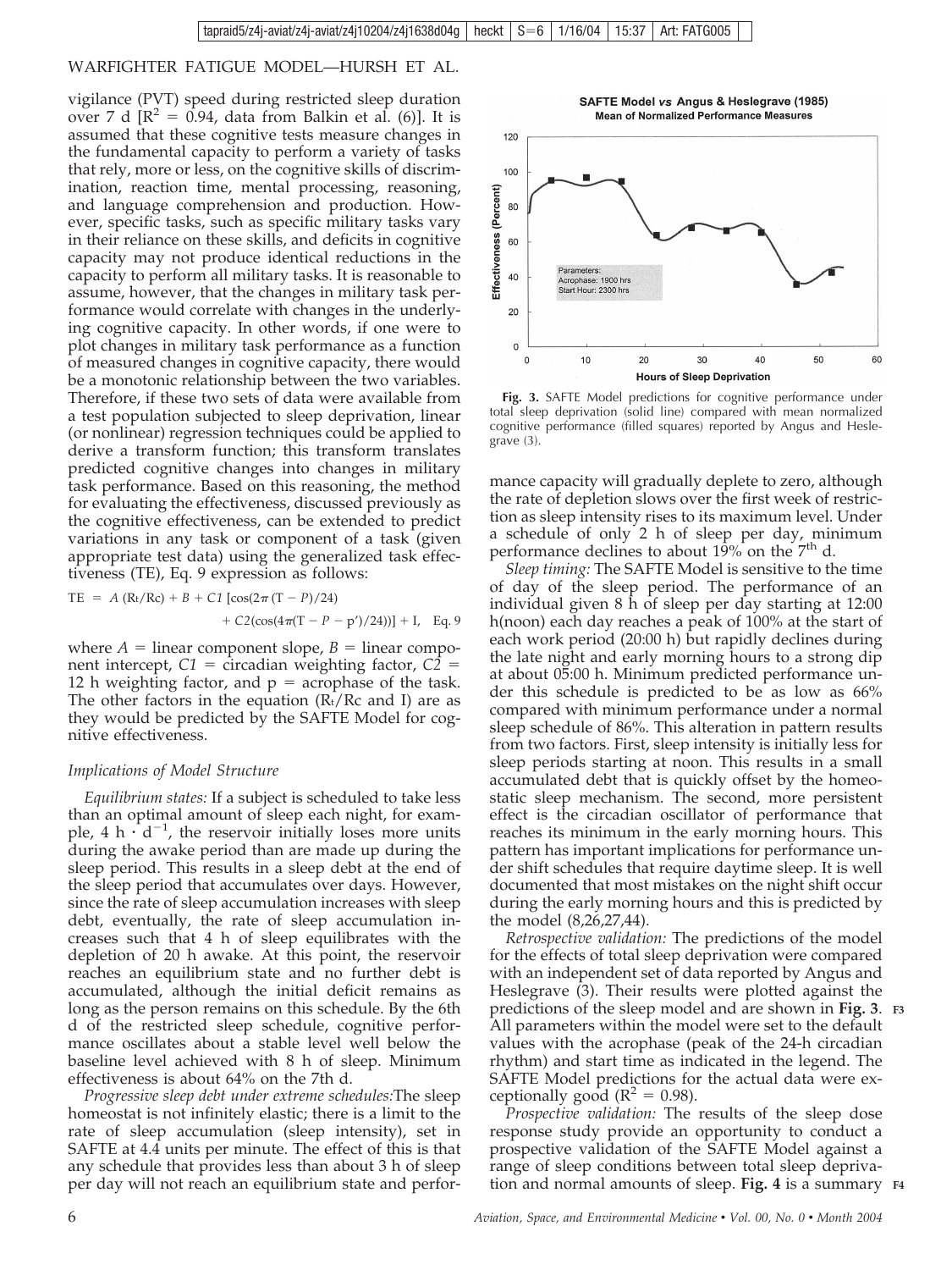vigilance (PVT) speed during restricted sleep duration over 7 d [$R^2 = 0.94$, data from Balkin et al. (6)]. It is assumed that these cognitive tests measure changes in the fundamental capacity to perform a variety of tasks that rely, more or less, on the cognitive skills of discrimination, reaction time, mental processing, reasoning, and language comprehension and production. However, specific tasks, such as specific military tasks vary in their reliance on these skills, and deficits in cognitive capacity may not produce identical reductions in the capacity to perform all military tasks. It is reasonable to assume, however, that the changes in military task performance would correlate with changes in the underlying cognitive capacity. In other words, if one were to plot changes in military task performance as a function of measured changes in cognitive capacity, there would be a monotonic relationship between the two variables. Therefore, if these two sets of data were available from a test population subjected to sleep deprivation, linear (or nonlinear) regression techniques could be applied to derive a transform function; this transform translates predicted cognitive changes into changes in military task performance. Based on this reasoning, the method for evaluating the effectiveness, discussed previously as the cognitive effectiveness, can be extended to predict variations in any task or component of a task (given appropriate test data) using the generalized task effectiveness (TE), Eq. 9 expression as follows:

$$TE = A\,(R_t/Rc) + B + C1\,[\cos(2\pi\,(T - P)/24) + C2(\cos(4\pi(T - P - p')/24))] + I, \quad \text{Eq. 9}$$

where $A$ = linear component slope, $B$ = linear component intercept, $C1$ = circadian weighting factor, $C2$ = 12 h weighting factor, and p = acrophase of the task. The other factors in the equation ($R_t/Rc$ and I) are as they would be predicted by the SAFTE Model for cognitive effectiveness.

### Implications of Model Structure

*Equilibrium states:* If a subject is scheduled to take less than an optimal amount of sleep each night, for example, 4 $h \cdot d^{-1}$, the reservoir initially loses more units during the awake period than are made up during the sleep period. This results in a sleep debt at the end of the sleep period that accumulates over days. However, since the rate of sleep accumulation increases with sleep debt, eventually, the rate of sleep accumulation increases such that 4 h of sleep equilibrates with the depletion of 20 h awake. At this point, the reservoir reaches an equilibrium state and no further debt is accumulated, although the initial deficit remains as long as the person remains on this schedule. By the 6th d of the restricted sleep schedule, cognitive performance oscillates about a stable level well below the baseline level achieved with 8 h of sleep. Minimum effectiveness is about 64% on the 7th d.

*Progressive sleep debt under extreme schedules:* The sleep homeostat is not infinitely elastic; there is a limit to the rate of sleep accumulation (sleep intensity), set in SAFTE at 4.4 units per minute. The effect of this is that any schedule that provides less than about 3 h of sleep per day will not reach an equilibrium state and performance capacity will gradually deplete to zero, although the rate of depletion slows over the first week of restriction as sleep intensity rises to its maximum level. Under a schedule of only 2 h of sleep per day, minimum performance declines to about 19% on the 7th d.

Fig. 3. SAFTE Model predictions for cognitive performance under total sleep deprivation (solid line) compared with mean normalized cognitive performance (filled squares) reported by Angus and Heslegrave (3).

*Sleep timing:* The SAFTE Model is sensitive to the time of day of the sleep period. The performance of an individual given 8 h of sleep per day starting at 12:00 h(noon) each day reaches a peak of 100% at the start of each work period (20:00 h) but rapidly declines during the late night and early morning hours to a strong dip at about 05:00 h. Minimum predicted performance under this schedule is predicted to be as low as 66% compared with minimum performance under a normal sleep schedule of 86%. This alteration in pattern results from two factors. First, sleep intensity is initially less for sleep periods starting at noon. This results in a small accumulated debt that is quickly offset by the homeostatic sleep mechanism. The second, more persistent effect is the circadian oscillator of performance that reaches its minimum in the early morning hours. This pattern has important implications for performance under shift schedules that require daytime sleep. It is well documented that most mistakes on the night shift occur during the early morning hours and this is predicted by the model (8,26,27,44).

*Retrospective validation:* The predictions of the model for the effects of total sleep deprivation were compared with an independent set of data reported by Angus and Heslegrave (3). Their results were plotted against the predictions of the sleep model and are shown in **Fig. 3**. All parameters within the model were set to the default values with the acrophase (peak of the 24-h circadian rhythm) and start time as indicated in the legend. The SAFTE Model predictions for the actual data were exceptionally good ($R^2 = 0.98$).

*Prospective validation:* The results of the sleep dose response study provide an opportunity to conduct a prospective validation of the SAFTE Model against a range of sleep conditions between total sleep deprivation and normal amounts of sleep. **Fig. 4** is a summary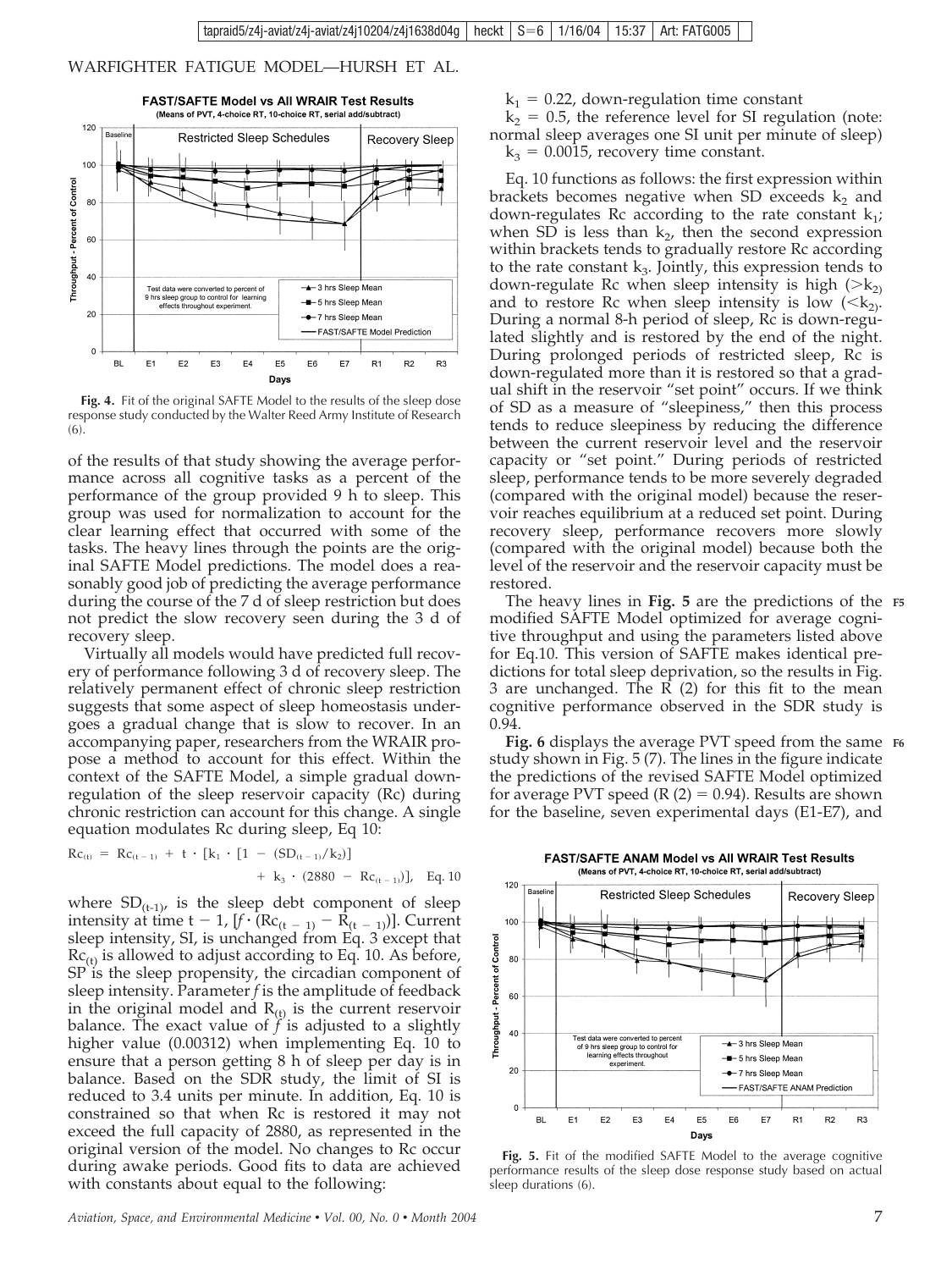**Fig. 4.** Fit of the original SAFTE Model to the results of the sleep dose response study conducted by the Walter Reed Army Institute of Research (6).

of the results of that study showing the average performance across all cognitive tasks as a percent of the performance of the group provided 9 h to sleep. This group was used for normalization to account for the clear learning effect that occurred with some of the tasks. The heavy lines through the points are the original SAFTE Model predictions. The model does a reasonably good job of predicting the average performance during the course of the 7 d of sleep restriction but does not predict the slow recovery seen during the 3 d of recovery sleep.

Virtually all models would have predicted full recovery of performance following 3 d of recovery sleep. The relatively permanent effect of chronic sleep restriction suggests that some aspect of sleep homeostasis undergoes a gradual change that is slow to recover. In an accompanying paper, researchers from the WRAIR propose a method to account for this effect. Within the context of the SAFTE Model, a simple gradual down-regulation of the sleep reservoir capacity (Rc) during chronic restriction can account for this change. A single equation modulates Rc during sleep, Eq 10:

$$Rc_{(t)} = Rc_{(t-1)} + t \cdot [k_1 \cdot [1 - (SD_{(t-1)}/k_2)] + k_3 \cdot (2880 - Rc_{(t-1)})], \quad \text{Eq. 10}$$

where $SD_{(t-1)}$, is the sleep debt component of sleep intensity at time t − 1, $[f \cdot (Rc_{(t-1)} - R_{(t-1)})]$. Current sleep intensity, SI, is unchanged from Eq. 3 except that $Rc_{(t)}$ is allowed to adjust according to Eq. 10. As before, SP is the sleep propensity, the circadian component of sleep intensity. Parameter $f$ is the amplitude of feedback in the original model and $R_{(t)}$ is the current reservoir balance. The exact value of $f$ is adjusted to a slightly higher value (0.00312) when implementing Eq. 10 to ensure that a person getting 8 h of sleep per day is in balance. Based on the SDR study, the limit of SI is reduced to 3.4 units per minute. In addition, Eq. 10 is constrained so that when Rc is restored it may not exceed the full capacity of 2880, as represented in the original version of the model. No changes to Rc occur during awake periods. Good fits to data are achieved with constants about equal to the following:

$k_1$ = 0.22, down-regulation time constant

$k_2$ = 0.5, the reference level for SI regulation (note: normal sleep averages one SI unit per minute of sleep)

$k_3$ = 0.0015, recovery time constant.

Eq. 10 functions as follows: the first expression within brackets becomes negative when SD exceeds $k_2$ and down-regulates Rc according to the rate constant $k_1$; when SD is less than $k_2$, then the second expression within brackets tends to gradually restore Rc according to the rate constant $k_3$. Jointly, this expression tends to down-regulate Rc when sleep intensity is high ($>k_2$) and to restore Rc when sleep intensity is low ($<k_2$). During a normal 8-h period of sleep, Rc is down-regulated slightly and is restored by the end of the night. During prolonged periods of restricted sleep, Rc is down-regulated more than it is restored so that a gradual shift in the reservoir "set point" occurs. If we think of SD as a measure of "sleepiness," then this process tends to reduce sleepiness by reducing the difference between the current reservoir level and the reservoir capacity or "set point." During periods of restricted sleep, performance tends to be more severely degraded (compared with the original model) because the reservoir reaches equilibrium at a reduced set point. During recovery sleep, performance recovers more slowly (compared with the original model) because both the level of the reservoir and the reservoir capacity must be restored.

The heavy lines in **Fig. 5** are the predictions of the modified SAFTE Model optimized for average cognitive throughput and using the parameters listed above for Eq.10. This version of SAFTE makes identical predictions for total sleep deprivation, so the results in Fig. 3 are unchanged. The R (2) for this fit to the mean cognitive performance observed in the SDR study is 0.94.

**Fig. 6** displays the average PVT speed from the same study shown in Fig. 5 (7). The lines in the figure indicate the predictions of the revised SAFTE Model optimized for average PVT speed (R (2) = 0.94). Results are shown for the baseline, seven experimental days (E1-E7), and

**Fig. 5.** Fit of the modified SAFTE Model to the average cognitive performance results of the sleep dose response study based on actual sleep durations (6).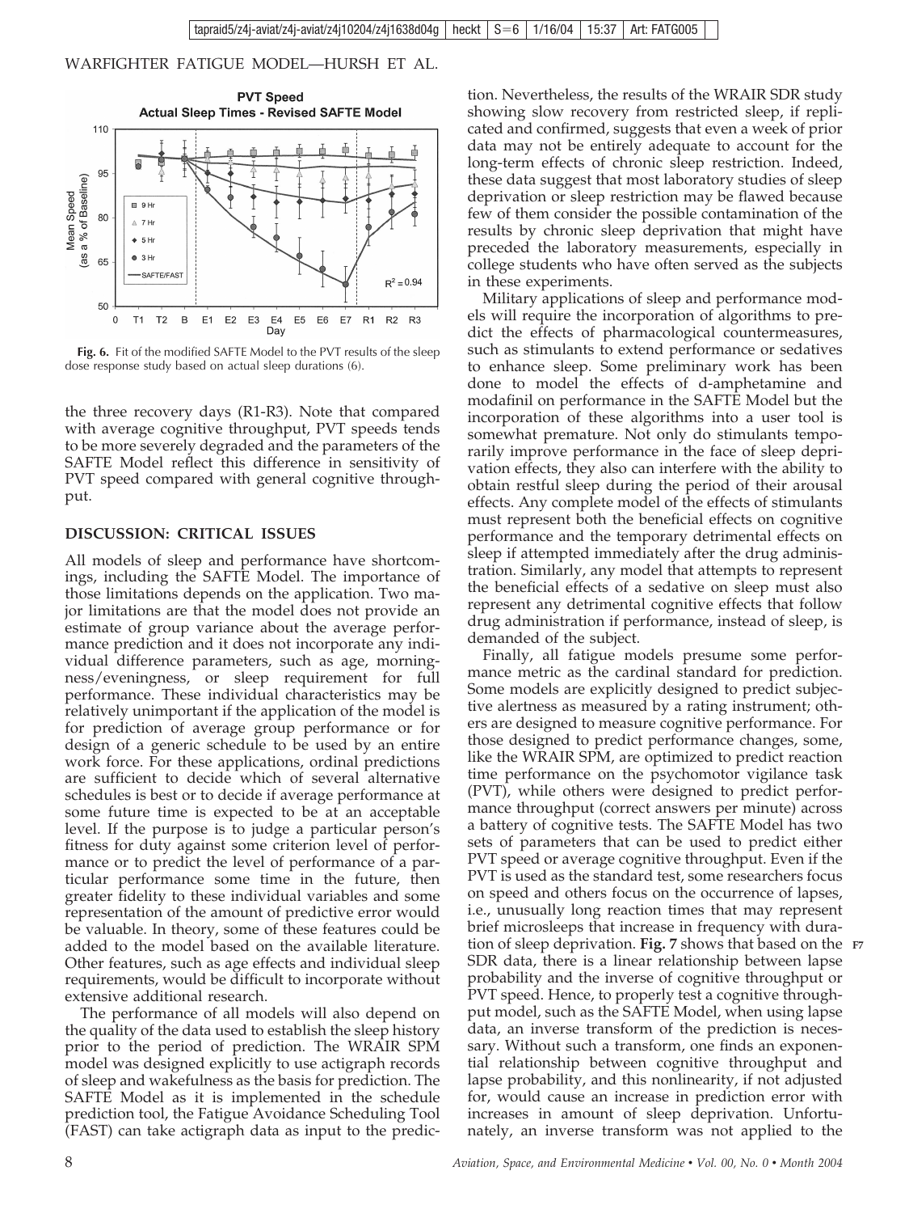Fig. 6. Fit of the modified SAFTE Model to the PVT results of the sleep dose response study based on actual sleep durations (6).

the three recovery days (R1-R3). Note that compared with average cognitive throughput, PVT speeds tends to be more severely degraded and the parameters of the SAFTE Model reflect this difference in sensitivity of PVT speed compared with general cognitive throughput.

## DISCUSSION: CRITICAL ISSUES

All models of sleep and performance have shortcomings, including the SAFTE Model. The importance of those limitations depends on the application. Two major limitations are that the model does not provide an estimate of group variance about the average performance prediction and it does not incorporate any individual difference parameters, such as age, morningness/eveningness, or sleep requirement for full performance. These individual characteristics may be relatively unimportant if the application of the model is for prediction of average group performance or for design of a generic schedule to be used by an entire work force. For these applications, ordinal predictions are sufficient to decide which of several alternative schedules is best or to decide if average performance at some future time is expected to be at an acceptable level. If the purpose is to judge a particular person's fitness for duty against some criterion level of performance or to predict the level of performance of a particular performance some time in the future, then greater fidelity to these individual variables and some representation of the amount of predictive error would be valuable. In theory, some of these features could be added to the model based on the available literature. Other features, such as age effects and individual sleep requirements, would be difficult to incorporate without extensive additional research.

The performance of all models will also depend on the quality of the data used to establish the sleep history prior to the period of prediction. The WRAIR SPM model was designed explicitly to use actigraph records of sleep and wakefulness as the basis for prediction. The SAFTE Model as it is implemented in the schedule prediction tool, the Fatigue Avoidance Scheduling Tool (FAST) can take actigraph data as input to the prediction. Nevertheless, the results of the WRAIR SDR study showing slow recovery from restricted sleep, if replicated and confirmed, suggests that even a week of prior data may not be entirely adequate to account for the long-term effects of chronic sleep restriction. Indeed, these data suggest that most laboratory studies of sleep deprivation or sleep restriction may be flawed because few of them consider the possible contamination of the results by chronic sleep deprivation that might have preceded the laboratory measurements, especially in college students who have often served as the subjects in these experiments.

Military applications of sleep and performance models will require the incorporation of algorithms to predict the effects of pharmacological countermeasures, such as stimulants to extend performance or sedatives to enhance sleep. Some preliminary work has been done to model the effects of d-amphetamine and modafinil on performance in the SAFTE Model but the incorporation of these algorithms into a user tool is somewhat premature. Not only do stimulants temporarily improve performance in the face of sleep deprivation effects, they also can interfere with the ability to obtain restful sleep during the period of their arousal effects. Any complete model of the effects of stimulants must represent both the beneficial effects on cognitive performance and the temporary detrimental effects on sleep if attempted immediately after the drug administration. Similarly, any model that attempts to represent the beneficial effects of a sedative on sleep must also represent any detrimental cognitive effects that follow drug administration if performance, instead of sleep, is demanded of the subject.

Finally, all fatigue models presume some performance metric as the cardinal standard for prediction. Some models are explicitly designed to predict subjective alertness as measured by a rating instrument; others are designed to measure cognitive performance. For those designed to predict performance changes, some, like the WRAIR SPM, are optimized to predict reaction time performance on the psychomotor vigilance task (PVT), while others were designed to predict performance throughput (correct answers per minute) across a battery of cognitive tests. The SAFTE Model has two sets of parameters that can be used to predict either PVT speed or average cognitive throughput. Even if the PVT is used as the standard test, some researchers focus on speed and others focus on the occurrence of lapses, i.e., unusually long reaction times that may represent brief microsleeps that increase in frequency with duration of sleep deprivation. **Fig. 7** shows that based on the SDR data, there is a linear relationship between lapse probability and the inverse of cognitive throughput or PVT speed. Hence, to properly test a cognitive throughput model, such as the SAFTE Model, when using lapse data, an inverse transform of the prediction is necessary. Without such a transform, one finds an exponential relationship between cognitive throughput and lapse probability, and this nonlinearity, if not adjusted for, would cause an increase in prediction error with increases in amount of sleep deprivation. Unfortunately, an inverse transform was not applied to the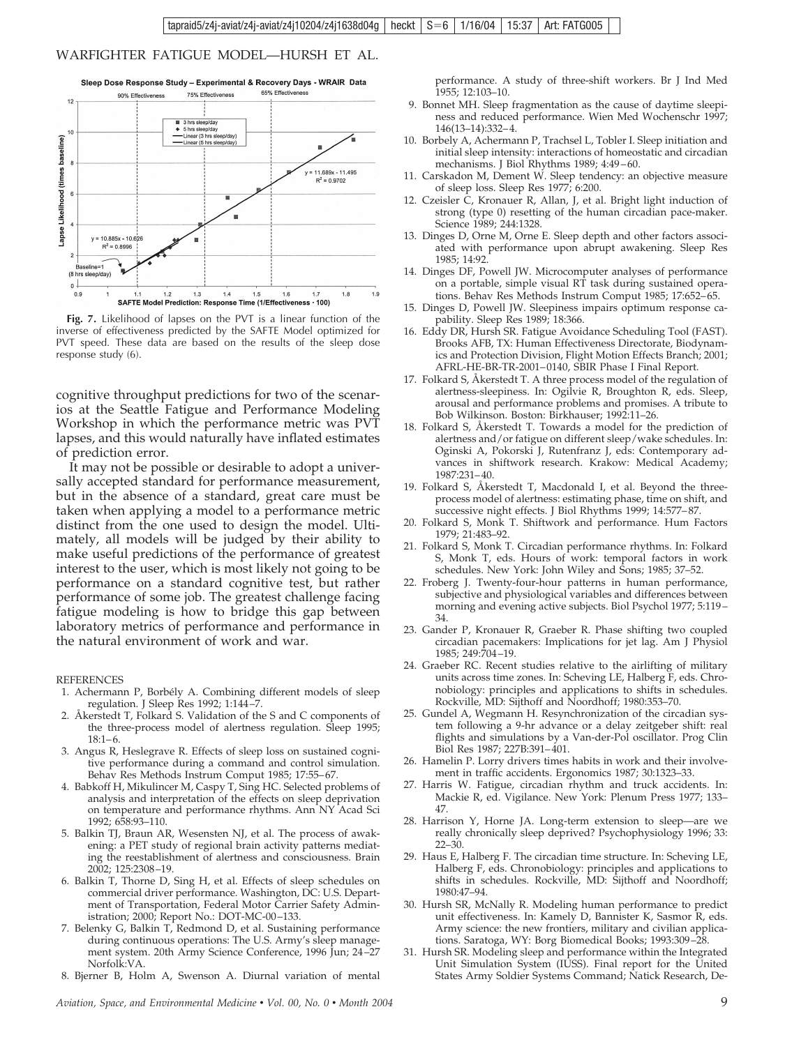Fig. 7. Likelihood of lapses on the PVT is a linear function of the inverse of effectiveness predicted by the SAFTE Model optimized for PVT speed. These data are based on the results of the sleep dose response study (6).

cognitive throughput predictions for two of the scenarios at the Seattle Fatigue and Performance Modeling Workshop in which the performance metric was PVT lapses, and this would naturally have inflated estimates of prediction error.

It may not be possible or desirable to adopt a universally accepted standard for performance measurement, but in the absence of a standard, great care must be taken when applying a model to a performance metric distinct from the one used to design the model. Ultimately, all models will be judged by their ability to make useful predictions of the performance of greatest interest to the user, which is most likely not going to be performance on a standard cognitive test, but rather performance of some job. The greatest challenge facing fatigue modeling is how to bridge this gap between laboratory metrics of performance and performance in the natural environment of work and war.

REFERENCES

1. Achermann P, Borbély A. Combining different models of sleep regulation. J Sleep Res 1992; 1:144–7.
2. Åkerstedt T, Folkard S. Validation of the S and C components of the three-process model of alertness regulation. Sleep 1995; 18:1–6.
3. Angus R, Heslegrave R. Effects of sleep loss on sustained cognitive performance during a command and control simulation. Behav Res Methods Instrum Comput 1985; 17:55–67.
4. Babkoff H, Mikulincer M, Caspy T, Sing HC. Selected problems of analysis and interpretation of the effects on sleep deprivation on temperature and performance rhythms. Ann NY Acad Sci 1992; 658:93–110.
5. Balkin TJ, Braun AR, Wesensten NJ, et al. The process of awakening: a PET study of regional brain activity patterns mediating the reestablishment of alertness and consciousness. Brain 2002; 125:2308–19.
6. Balkin T, Thorne D, Sing H, et al. Effects of sleep schedules on commercial driver performance. Washington, DC: U.S. Department of Transportation, Federal Motor Carrier Safety Administration; 2000; Report No.: DOT-MC-00–133.
7. Belenky G, Balkin T, Redmond D, et al. Sustaining performance during continuous operations: The U.S. Army's sleep management system. 20th Army Science Conference, 1996 Jun; 24–27 Norfolk:VA.
8. Bjerner B, Holm A, Swenson A. Diurnal variation of mental performance. A study of three-shift workers. Br J Ind Med 1955; 12:103–10.
9. Bonnet MH. Sleep fragmentation as the cause of daytime sleepiness and reduced performance. Wien Med Wochenschr 1997; 146(13–14):332–4.
10. Borbely A, Achermann P, Trachsel L, Tobler I. Sleep initiation and initial sleep intensity: interactions of homeostatic and circadian mechanisms. J Biol Rhythms 1989; 4:49–60.
11. Carskadon M, Dement W. Sleep tendency: an objective measure of sleep loss. Sleep Res 1977; 6:200.
12. Czeisler C, Kronauer R, Allan, J, et al. Bright light induction of strong (type 0) resetting of the human circadian pace-maker. Science 1989; 244:1328.
13. Dinges D, Orne M, Orne E. Sleep depth and other factors associated with performance upon abrupt awakening. Sleep Res 1985; 14:92.
14. Dinges DF, Powell JW. Microcomputer analyses of performance on a portable, simple visual RT task during sustained operations. Behav Res Methods Instrum Comput 1985; 17:652–65.
15. Dinges D, Powell JW. Sleepiness impairs optimum response capability. Sleep Res 1989; 18:366.
16. Eddy DR, Hursh SR. Fatigue Avoidance Scheduling Tool (FAST). Brooks AFB, TX: Human Effectiveness Directorate, Biodynamics and Protection Division, Flight Motion Effects Branch; 2001; AFRL-HE-BR-TR-2001–0140, SBIR Phase I Final Report.
17. Folkard S, Åkerstedt T. A three process model of the regulation of alertness-sleepiness. In: Ogilvie R, Broughton R, eds. Sleep, arousal and performance problems and promises. A tribute to Bob Wilkinson. Boston: Birkhauser; 1992:11–26.
18. Folkard S, Åkerstedt T. Towards a model for the prediction of alertness and/or fatigue on different sleep/wake schedules. In: Oginski A, Pokorski J, Rutenfranz J, eds: Contemporary advances in shiftwork research. Krakow: Medical Academy; 1987:231–40.
19. Folkard S, Åkerstedt T, Macdonald I, et al. Beyond the three-process model of alertness: estimating phase, time on shift, and successive night effects. J Biol Rhythms 1999; 14:577–87.
20. Folkard S, Monk T. Shiftwork and performance. Hum Factors 1979; 21:483–92.
21. Folkard S, Monk T. Circadian performance rhythms. In: Folkard S, Monk T, eds. Hours of work: temporal factors in work schedules. New York: John Wiley and Sons; 1985; 37–52.
22. Froberg J. Twenty-four-hour patterns in human performance, subjective and physiological variables and differences between morning and evening active subjects. Biol Psychol 1977; 5:119–34.
23. Gander P, Kronauer R, Graeber R. Phase shifting two coupled circadian pacemakers: Implications for jet lag. Am J Physiol 1985; 249:704–19.
24. Graeber RC. Recent studies relative to the airlifting of military units across time zones. In: Scheving LE, Halberg F, eds. Chronobiology: principles and applications to shifts in schedules. Rockville, MD: Sijthoff and Noordhoff; 1980:353–70.
25. Gundel A, Wegmann H. Resynchronization of the circadian system following a 9-hr advance or a delay zeitgeber shift: real flights and simulations by a Van-der-Pol oscillator. Prog Clin Biol Res 1987; 227B:391–401.
26. Hamelin P. Lorry drivers times habits in work and their involvement in traffic accidents. Ergonomics 1987; 30:1323–33.
27. Harris W. Fatigue, circadian rhythm and truck accidents. In: Mackie R, ed. Vigilance. New York: Plenum Press 1977; 133–47.
28. Harrison Y, Horne JA. Long-term extension to sleep—are we really chronically sleep deprived? Psychophysiology 1996; 33: 22–30.
29. Haus E, Halberg F. The circadian time structure. In: Scheving LE, Halberg F, eds. Chronobiology: principles and applications to shifts in schedules. Rockville, MD: Sijthoff and Noordhoff; 1980:47–94.
30. Hursh SR, McNally R. Modeling human performance to predict unit effectiveness. In: Kamely D, Bannister K, Sasmor R, eds. Army science: the new frontiers, military and civilian applications. Saratoga, WY: Borg Biomedical Books; 1993:309–28.
31. Hursh SR. Modeling sleep and performance within the Integrated Unit Simulation System (IUSS). Final report for the United States Army Soldier Systems Command; Natick Research, De-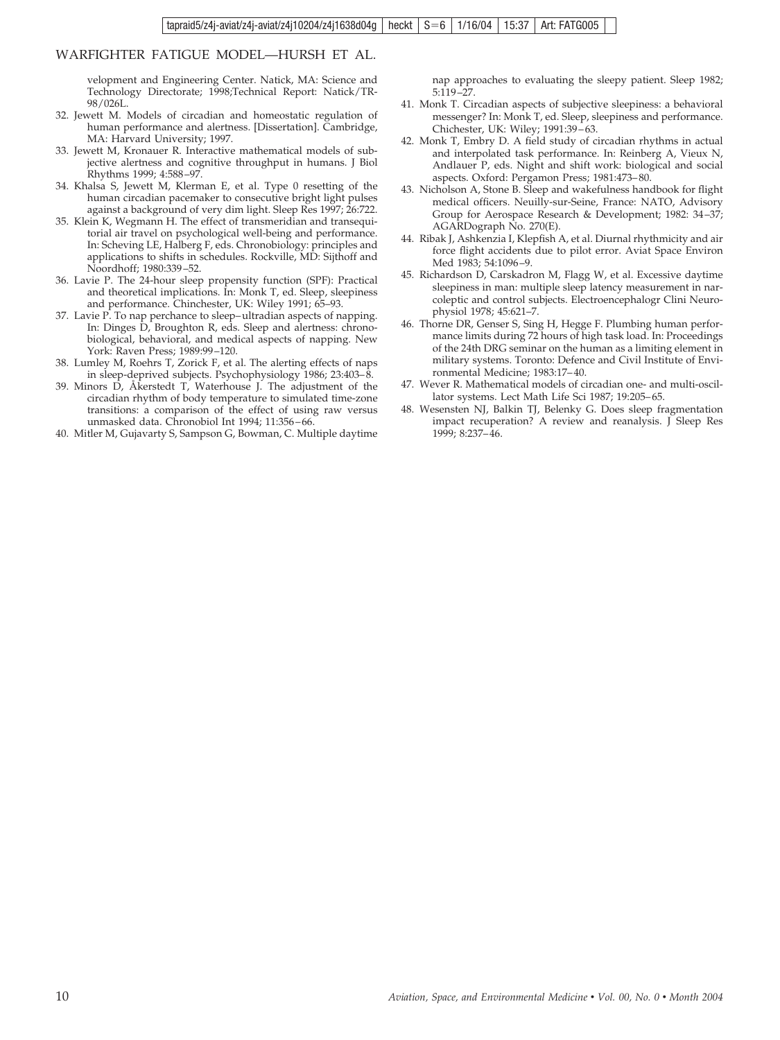velopment and Engineering Center. Natick, MA: Science and Technology Directorate; 1998;Technical Report: Natick/TR-98/026L.

32. Jewett M. Models of circadian and homeostatic regulation of human performance and alertness. [Dissertation]. Cambridge, MA: Harvard University; 1997.
33. Jewett M, Kronauer R. Interactive mathematical models of subjective alertness and cognitive throughput in humans. J Biol Rhythms 1999; 4:588–97.
34. Khalsa S, Jewett M, Klerman E, et al. Type 0 resetting of the human circadian pacemaker to consecutive bright light pulses against a background of very dim light. Sleep Res 1997; 26:722.
35. Klein K, Wegmann H. The effect of transmeridian and transequitorial air travel on psychological well-being and performance. In: Scheving LE, Halberg F, eds. Chronobiology: principles and applications to shifts in schedules. Rockville, MD: Sijthoff and Noordhoff; 1980:339–52.
36. Lavie P. The 24-hour sleep propensity function (SPF): Practical and theoretical implications. In: Monk T, ed. Sleep, sleepiness and performance. Chinchester, UK: Wiley 1991; 65–93.
37. Lavie P. To nap perchance to sleep–ultradian aspects of napping. In: Dinges D, Broughton R, eds. Sleep and alertness: chronobiological, behavioral, and medical aspects of napping. New York: Raven Press; 1989:99–120.
38. Lumley M, Roehrs T, Zorick F, et al. The alerting effects of naps in sleep-deprived subjects. Psychophysiology 1986; 23:403–8.
39. Minors D, Åkerstedt T, Waterhouse J. The adjustment of the circadian rhythm of body temperature to simulated time-zone transitions: a comparison of the effect of using raw versus unmasked data. Chronobiol Int 1994; 11:356–66.
40. Mitler M, Gujavarty S, Sampson G, Bowman, C. Multiple daytime nap approaches to evaluating the sleepy patient. Sleep 1982; 5:119–27.
41. Monk T. Circadian aspects of subjective sleepiness: a behavioral messenger? In: Monk T, ed. Sleep, sleepiness and performance. Chichester, UK: Wiley; 1991:39–63.
42. Monk T, Embry D. A field study of circadian rhythms in actual and interpolated task performance. In: Reinberg A, Vieux N, Andlauer P, eds. Night and shift work: biological and social aspects. Oxford: Pergamon Press; 1981:473–80.
43. Nicholson A, Stone B. Sleep and wakefulness handbook for flight medical officers. Neuilly-sur-Seine, France: NATO, Advisory Group for Aerospace Research & Development; 1982: 34–37; AGARDograph No. 270(E).
44. Ribak J, Ashkenzia I, Klepfish A, et al. Diurnal rhythmicity and air force flight accidents due to pilot error. Aviat Space Environ Med 1983; 54:1096–9.
45. Richardson D, Carskadron M, Flagg W, et al. Excessive daytime sleepiness in man: multiple sleep latency measurement in narcoleptic and control subjects. Electroencephalogr Clini Neurophysiol 1978; 45:621–7.
46. Thorne DR, Genser S, Sing H, Hegge F. Plumbing human performance limits during 72 hours of high task load. In: Proceedings of the 24th DRG seminar on the human as a limiting element in military systems. Toronto: Defence and Civil Institute of Environmental Medicine; 1983:17–40.
47. Wever R. Mathematical models of circadian one- and multi-oscillator systems. Lect Math Life Sci 1987; 19:205–65.
48. Wesensten NJ, Balkin TJ, Belenky G. Does sleep fragmentation impact recuperation? A review and reanalysis. J Sleep Res 1999; 8:237–46.